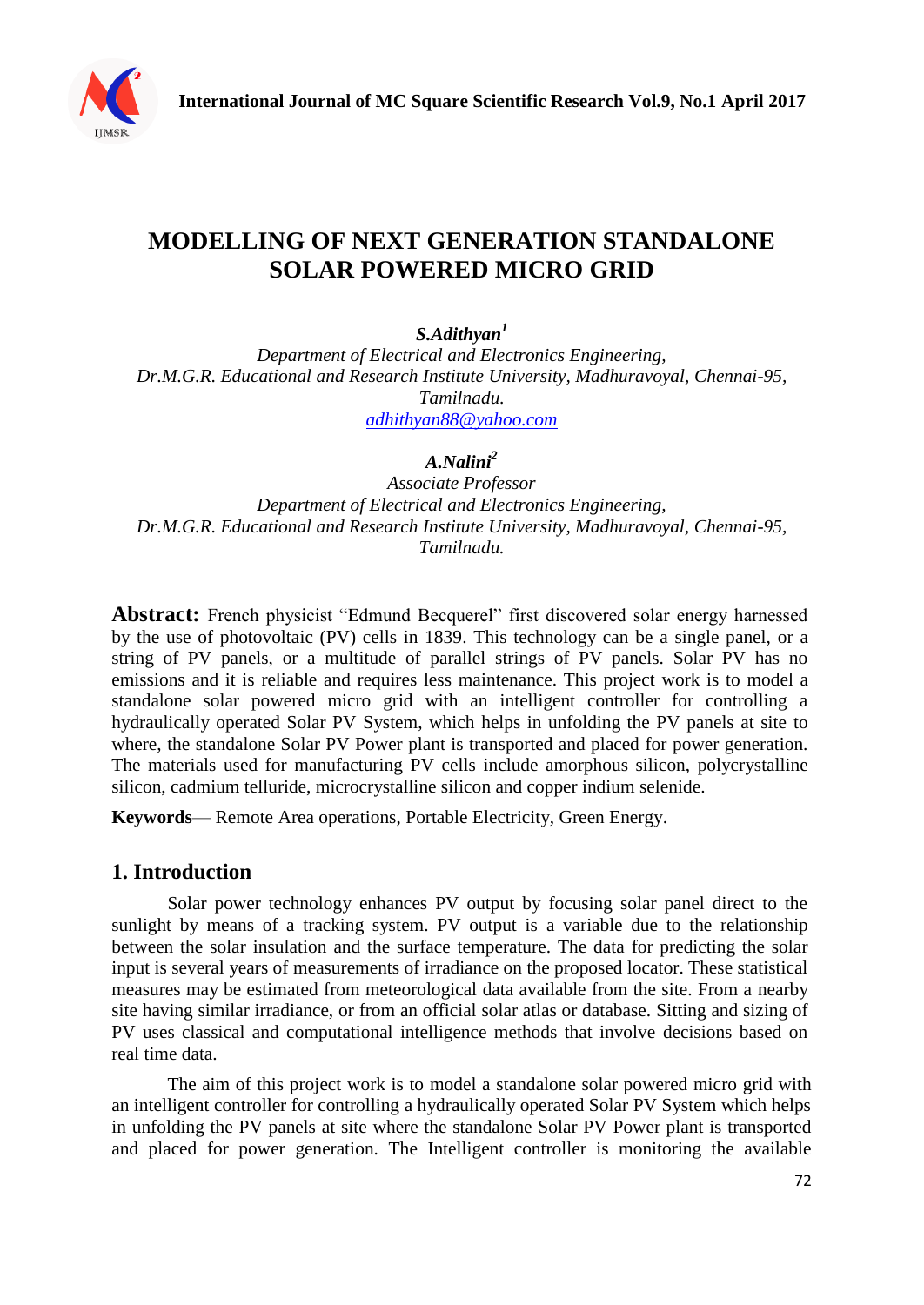# MODELLING OF NEXT GENERATION STANDALONE SOLAR POWERED MICRO GRID

***S.Adithyan*[1]**

*Department of Electrical and Electronics Engineering,*
*Dr.M.G.R. Educational and Research Institute University, Madhuravoyal, Chennai-95, Tamilnadu.*
*adhithyan88@yahoo.com*

***A.Nalini*[2]**

*Associate Professor*
*Department of Electrical and Electronics Engineering,*
*Dr.M.G.R. Educational and Research Institute University, Madhuravoyal, Chennai-95, Tamilnadu.*

**Abstract:** French physicist "Edmund Becquerel" first discovered solar energy harnessed by the use of photovoltaic (PV) cells in 1839. This technology can be a single panel, or a string of PV panels, or a multitude of parallel strings of PV panels. Solar PV has no emissions and it is reliable and requires less maintenance. This project work is to model a standalone solar powered micro grid with an intelligent controller for controlling a hydraulically operated Solar PV System, which helps in unfolding the PV panels at site to where, the standalone Solar PV Power plant is transported and placed for power generation. The materials used for manufacturing PV cells include amorphous silicon, polycrystalline silicon, cadmium telluride, microcrystalline silicon and copper indium selenide.

**Keywords**— Remote Area operations, Portable Electricity, Green Energy.

## 1. Introduction

Solar power technology enhances PV output by focusing solar panel direct to the sunlight by means of a tracking system. PV output is a variable due to the relationship between the solar insulation and the surface temperature. The data for predicting the solar input is several years of measurements of irradiance on the proposed locator. These statistical measures may be estimated from meteorological data available from the site. From a nearby site having similar irradiance, or from an official solar atlas or database. Sitting and sizing of PV uses classical and computational intelligence methods that involve decisions based on real time data.

The aim of this project work is to model a standalone solar powered micro grid with an intelligent controller for controlling a hydraulically operated Solar PV System which helps in unfolding the PV panels at site where the standalone Solar PV Power plant is transported and placed for power generation. The Intelligent controller is monitoring the available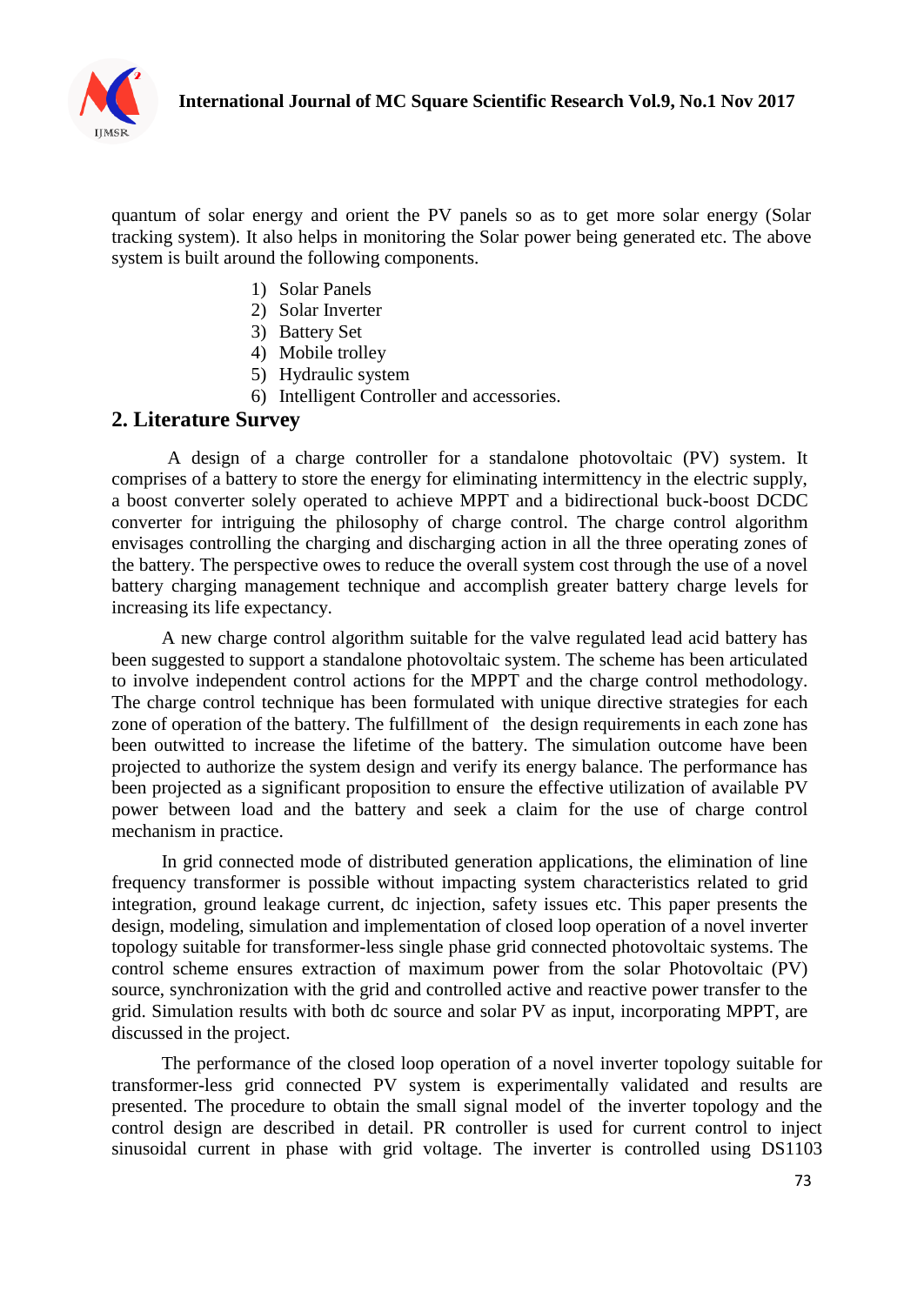quantum of solar energy and orient the PV panels so as to get more solar energy (Solar tracking system). It also helps in monitoring the Solar power being generated etc. The above system is built around the following components.

1) Solar Panels
2) Solar Inverter
3) Battery Set
4) Mobile trolley
5) Hydraulic system
6) Intelligent Controller and accessories.

## 2. Literature Survey

A design of a charge controller for a standalone photovoltaic (PV) system. It comprises of a battery to store the energy for eliminating intermittency in the electric supply, a boost converter solely operated to achieve MPPT and a bidirectional buck-boost DCDC converter for intriguing the philosophy of charge control. The charge control algorithm envisages controlling the charging and discharging action in all the three operating zones of the battery. The perspective owes to reduce the overall system cost through the use of a novel battery charging management technique and accomplish greater battery charge levels for increasing its life expectancy.

A new charge control algorithm suitable for the valve regulated lead acid battery has been suggested to support a standalone photovoltaic system. The scheme has been articulated to involve independent control actions for the MPPT and the charge control methodology. The charge control technique has been formulated with unique directive strategies for each zone of operation of the battery. The fulfillment of the design requirements in each zone has been outwitted to increase the lifetime of the battery. The simulation outcome have been projected to authorize the system design and verify its energy balance. The performance has been projected as a significant proposition to ensure the effective utilization of available PV power between load and the battery and seek a claim for the use of charge control mechanism in practice.

In grid connected mode of distributed generation applications, the elimination of line frequency transformer is possible without impacting system characteristics related to grid integration, ground leakage current, dc injection, safety issues etc. This paper presents the design, modeling, simulation and implementation of closed loop operation of a novel inverter topology suitable for transformer-less single phase grid connected photovoltaic systems. The control scheme ensures extraction of maximum power from the solar Photovoltaic (PV) source, synchronization with the grid and controlled active and reactive power transfer to the grid. Simulation results with both dc source and solar PV as input, incorporating MPPT, are discussed in the project.

The performance of the closed loop operation of a novel inverter topology suitable for transformer-less grid connected PV system is experimentally validated and results are presented. The procedure to obtain the small signal model of the inverter topology and the control design are described in detail. PR controller is used for current control to inject sinusoidal current in phase with grid voltage. The inverter is controlled using DS1103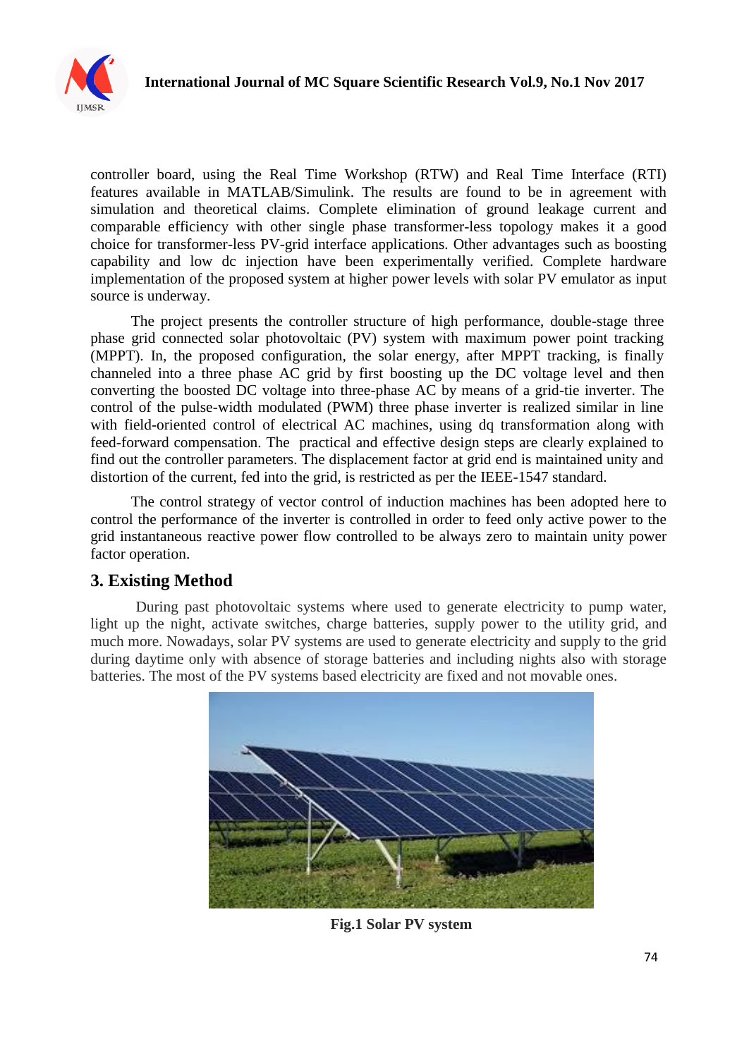controller board, using the Real Time Workshop (RTW) and Real Time Interface (RTI) features available in MATLAB/Simulink. The results are found to be in agreement with simulation and theoretical claims. Complete elimination of ground leakage current and comparable efficiency with other single phase transformer-less topology makes it a good choice for transformer-less PV-grid interface applications. Other advantages such as boosting capability and low dc injection have been experimentally verified. Complete hardware implementation of the proposed system at higher power levels with solar PV emulator as input source is underway.

The project presents the controller structure of high performance, double-stage three phase grid connected solar photovoltaic (PV) system with maximum power point tracking (MPPT). In, the proposed configuration, the solar energy, after MPPT tracking, is finally channeled into a three phase AC grid by first boosting up the DC voltage level and then converting the boosted DC voltage into three-phase AC by means of a grid-tie inverter. The control of the pulse-width modulated (PWM) three phase inverter is realized similar in line with field-oriented control of electrical AC machines, using dq transformation along with feed-forward compensation. The practical and effective design steps are clearly explained to find out the controller parameters. The displacement factor at grid end is maintained unity and distortion of the current, fed into the grid, is restricted as per the IEEE-1547 standard.

The control strategy of vector control of induction machines has been adopted here to control the performance of the inverter is controlled in order to feed only active power to the grid instantaneous reactive power flow controlled to be always zero to maintain unity power factor operation.

## 3. Existing Method

During past photovoltaic systems where used to generate electricity to pump water, light up the night, activate switches, charge batteries, supply power to the utility grid, and much more. Nowadays, solar PV systems are used to generate electricity and supply to the grid during daytime only with absence of storage batteries and including nights also with storage batteries. The most of the PV systems based electricity are fixed and not movable ones.

**Fig.1 Solar PV system**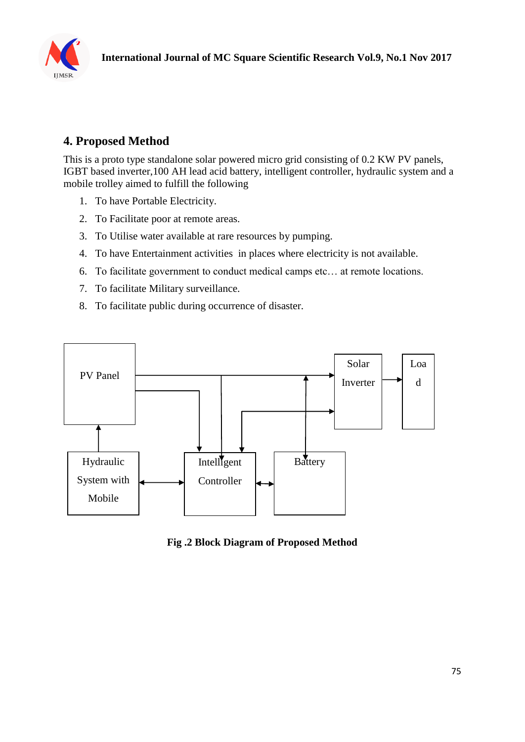## 4. Proposed Method

This is a proto type standalone solar powered micro grid consisting of 0.2 KW PV panels, IGBT based inverter,100 AH lead acid battery, intelligent controller, hydraulic system and a mobile trolley aimed to fulfill the following

1. To have Portable Electricity.
2. To Facilitate poor at remote areas.
3. To Utilise water available at rare resources by pumping.
4. To have Entertainment activities in places where electricity is not available.
6. To facilitate government to conduct medical camps etc… at remote locations.
7. To facilitate Military surveillance.
8. To facilitate public during occurrence of disaster.

PV Panel

Solar Inverter

Load

Hydraulic System with Mobile

Intelligent Controller

Battery

**Fig .2 Block Diagram of Proposed Method**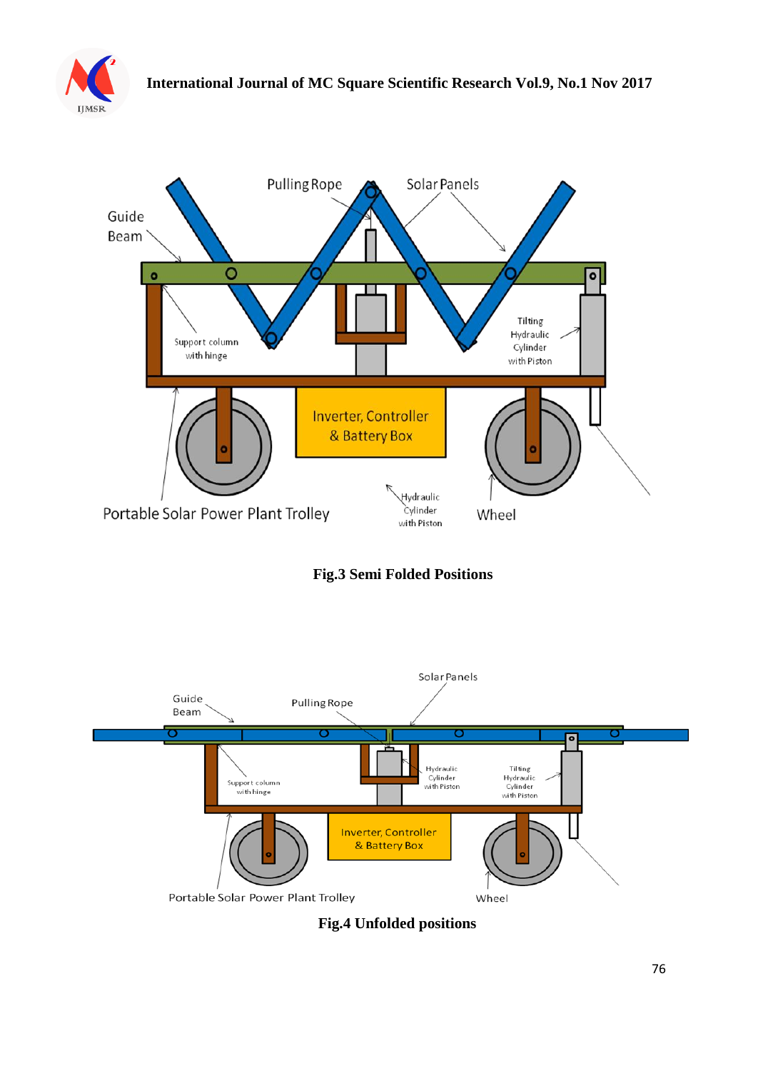Fig.3 Semi Folded Positions

Fig.4 Unfolded positions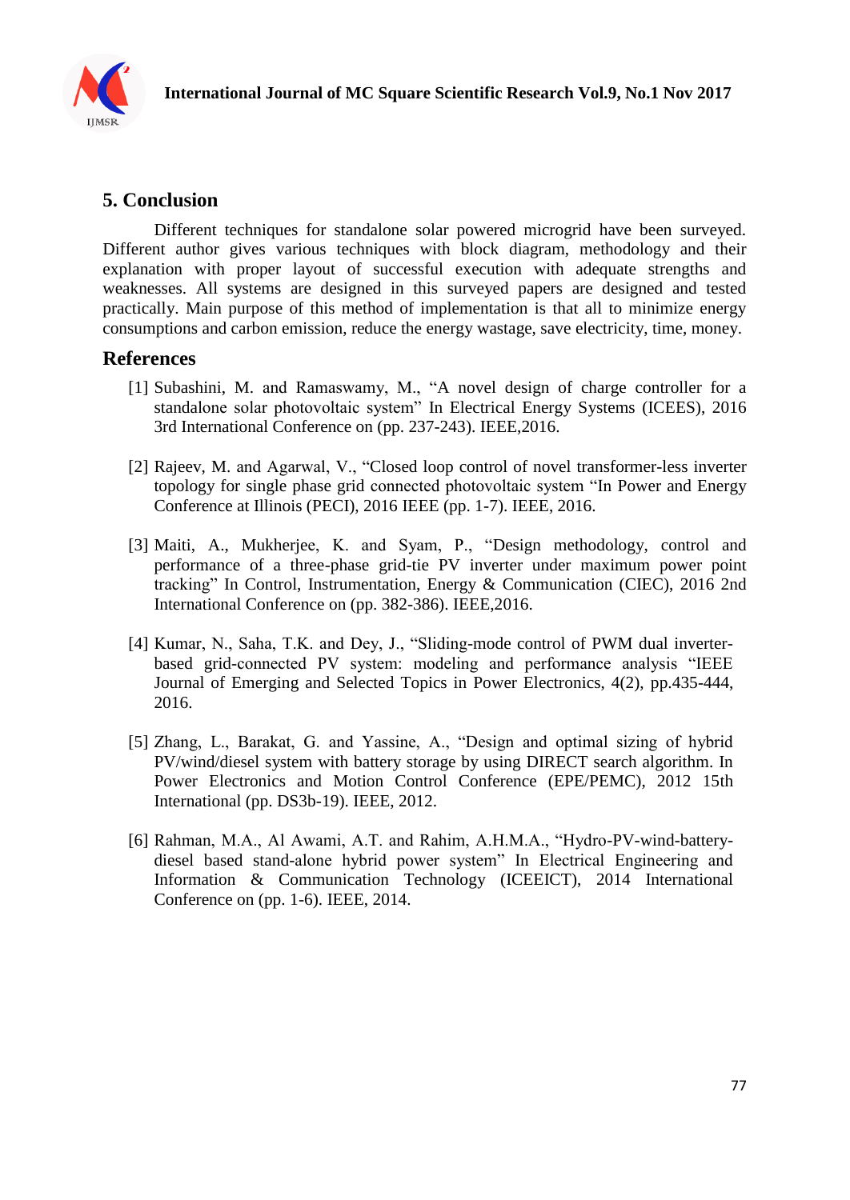## 5. Conclusion

Different techniques for standalone solar powered microgrid have been surveyed. Different author gives various techniques with block diagram, methodology and their explanation with proper layout of successful execution with adequate strengths and weaknesses. All systems are designed in this surveyed papers are designed and tested practically. Main purpose of this method of implementation is that all to minimize energy consumptions and carbon emission, reduce the energy wastage, save electricity, time, money.

## References

[1] Subashini, M. and Ramaswamy, M., "A novel design of charge controller for a standalone solar photovoltaic system" In Electrical Energy Systems (ICEES), 2016 3rd International Conference on (pp. 237-243). IEEE,2016.

[2] Rajeev, M. and Agarwal, V., "Closed loop control of novel transformer-less inverter topology for single phase grid connected photovoltaic system "In Power and Energy Conference at Illinois (PECI), 2016 IEEE (pp. 1-7). IEEE, 2016.

[3] Maiti, A., Mukherjee, K. and Syam, P., "Design methodology, control and performance of a three-phase grid-tie PV inverter under maximum power point tracking" In Control, Instrumentation, Energy & Communication (CIEC), 2016 2nd International Conference on (pp. 382-386). IEEE,2016.

[4] Kumar, N., Saha, T.K. and Dey, J., "Sliding-mode control of PWM dual inverter-based grid-connected PV system: modeling and performance analysis "IEEE Journal of Emerging and Selected Topics in Power Electronics, 4(2), pp.435-444, 2016.

[5] Zhang, L., Barakat, G. and Yassine, A., "Design and optimal sizing of hybrid PV/wind/diesel system with battery storage by using DIRECT search algorithm. In Power Electronics and Motion Control Conference (EPE/PEMC), 2012 15th International (pp. DS3b-19). IEEE, 2012.

[6] Rahman, M.A., Al Awami, A.T. and Rahim, A.H.M.A., "Hydro-PV-wind-battery-diesel based stand-alone hybrid power system" In Electrical Engineering and Information & Communication Technology (ICEEICT), 2014 International Conference on (pp. 1-6). IEEE, 2014.